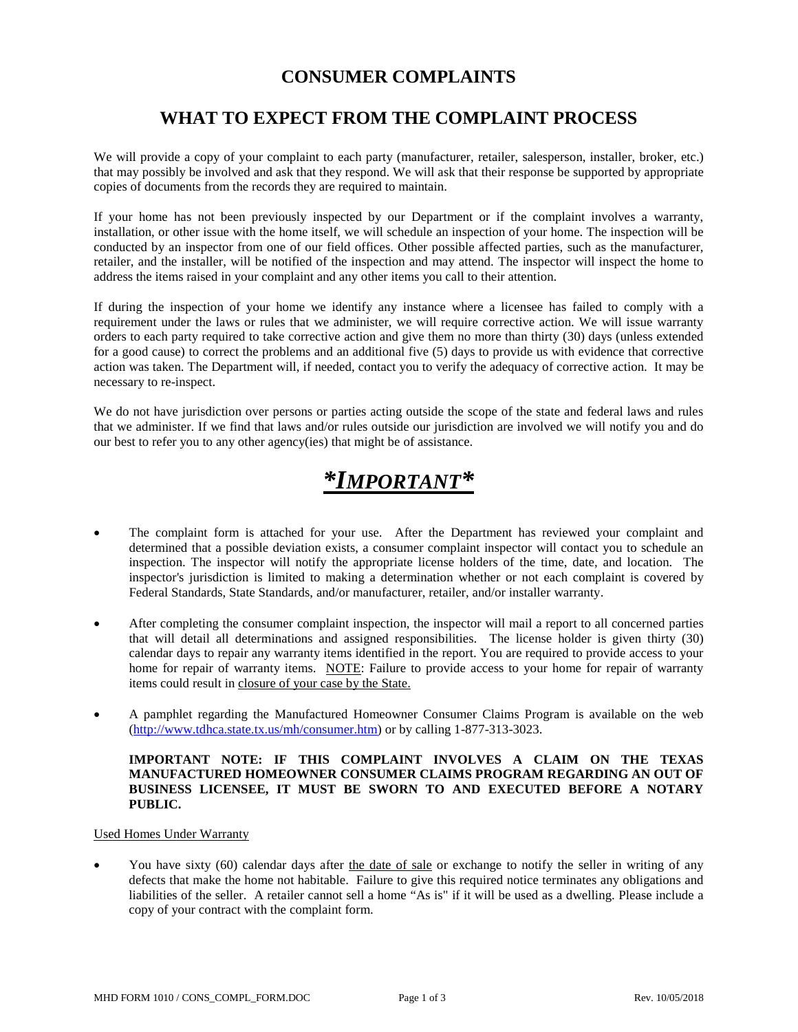# CONSUMER COMPLAINTS

## WHAT TO EXPECT FROM THE COMPLAINT PROCESS

We will provide a copy of your complaint to each party (manufacturer, retailer, salesperson, installer, broker, etc.) that may possibly be involved and ask that they respond. We will ask that their response be supported by appropriate copies of documents from the records they are required to maintain.

If your home has not been previously inspected by our Department or if the complaint involves a warranty, installation, or other issue with the home itself, we will schedule an inspection of your home. The inspection will be conducted by an inspector from one of our field offices. Other possible affected parties, such as the manufacturer, retailer, and the installer, will be notified of the inspection and may attend. The inspector will inspect the home to address the items raised in your complaint and any other items you call to their attention.

If during the inspection of your home we identify any instance where a licensee has failed to comply with a requirement under the laws or rules that we administer, we will require corrective action. We will issue warranty orders to each party required to take corrective action and give them no more than thirty (30) days (unless extended for a good cause) to correct the problems and an additional five (5) days to provide us with evidence that corrective action was taken. The Department will, if needed, contact you to verify the adequacy of corrective action. It may be necessary to re-inspect.

We do not have jurisdiction over persons or parties acting outside the scope of the state and federal laws and rules that we administer. If we find that laws and/or rules outside our jurisdiction are involved we will notify you and do our best to refer you to any other agency(ies) that might be of assistance.

# ***\*IMPORTANT\****

- The complaint form is attached for your use. After the Department has reviewed your complaint and determined that a possible deviation exists, a consumer complaint inspector will contact you to schedule an inspection. The inspector will notify the appropriate license holders of the time, date, and location. The inspector's jurisdiction is limited to making a determination whether or not each complaint is covered by Federal Standards, State Standards, and/or manufacturer, retailer, and/or installer warranty.

- After completing the consumer complaint inspection, the inspector will mail a report to all concerned parties that will detail all determinations and assigned responsibilities. The license holder is given thirty (30) calendar days to repair any warranty items identified in the report. You are required to provide access to your home for repair of warranty items. NOTE: Failure to provide access to your home for repair of warranty items could result in closure of your case by the State.

- A pamphlet regarding the Manufactured Homeowner Consumer Claims Program is available on the web (http://www.tdhca.state.tx.us/mh/consumer.htm) or by calling 1-877-313-3023.

  **IMPORTANT NOTE: IF THIS COMPLAINT INVOLVES A CLAIM ON THE TEXAS MANUFACTURED HOMEOWNER CONSUMER CLAIMS PROGRAM REGARDING AN OUT OF BUSINESS LICENSEE, IT MUST BE SWORN TO AND EXECUTED BEFORE A NOTARY PUBLIC.**

Used Homes Under Warranty

- You have sixty (60) calendar days after the date of sale or exchange to notify the seller in writing of any defects that make the home not habitable. Failure to give this required notice terminates any obligations and liabilities of the seller. A retailer cannot sell a home "As is" if it will be used as a dwelling. Please include a copy of your contract with the complaint form.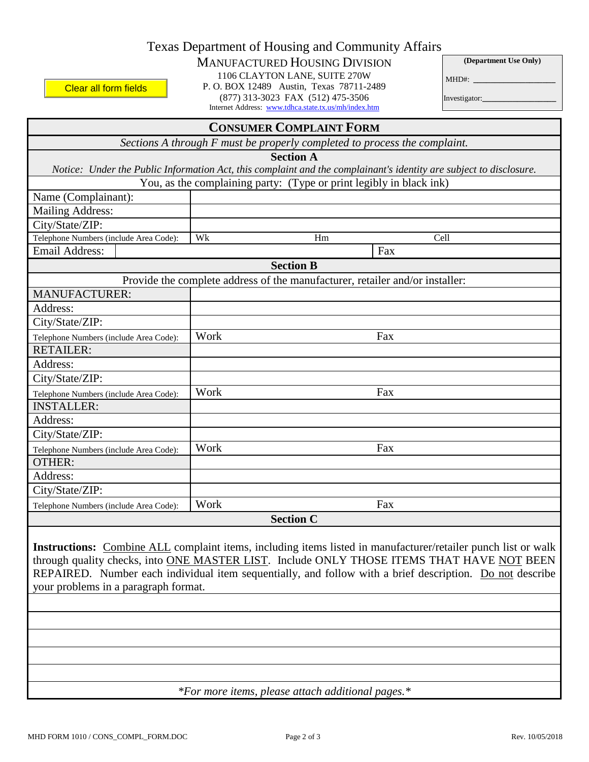Texas Department of Housing and Community Affairs

MANUFACTURED HOUSING DIVISION

1106 CLAYTON LANE, SUITE 270W

P. O. BOX 12489 Austin, Texas 78711-2489

(877) 313-3023 FAX (512) 475-3506

Internet Address: www.tdhca.state.tx.us/mh/index.htm

Clear all form fields

**(Department Use Only)**

MHD#: ___________________

Investigator:_________________

## CONSUMER COMPLAINT FORM

*Sections A through F must be properly completed to process the complaint.*

### Section A

*Notice: Under the Public Information Act, this complaint and the complainant's identity are subject to disclosure.*

You, as the complaining party: (Type or print legibly in black ink)

| | | | |
|---|---|---|---|
| Name (Complainant): | | | |
| Mailing Address: | | | |
| City/State/ZIP: | | | |
| Telephone Numbers (include Area Code): | Wk | Hm | Cell |
| Email Address: | | Fax | |

### Section B

Provide the complete address of the manufacturer, retailer and/or installer:

| | | |
|---|---|---|
| MANUFACTURER: | | |
| Address: | | |
| City/State/ZIP: | | |
| Telephone Numbers (include Area Code): | Work | Fax |
| RETAILER: | | |
| Address: | | |
| City/State/ZIP: | | |
| Telephone Numbers (include Area Code): | Work | Fax |
| INSTALLER: | | |
| Address: | | |
| City/State/ZIP: | | |
| Telephone Numbers (include Area Code): | Work | Fax |
| OTHER: | | |
| Address: | | |
| City/State/ZIP: | | |
| Telephone Numbers (include Area Code): | Work | Fax |

### Section C

**Instructions:** Combine ALL complaint items, including items listed in manufacturer/retailer punch list or walk through quality checks, into ONE MASTER LIST. Include ONLY THOSE ITEMS THAT HAVE NOT BEEN REPAIRED. Number each individual item sequentially, and follow with a brief description. Do not describe your problems in a paragraph format.

*\*For more items, please attach additional pages.\**

MHD FORM 1010 / CONS_COMPL_FORM.DOC Rev. 10/05/2018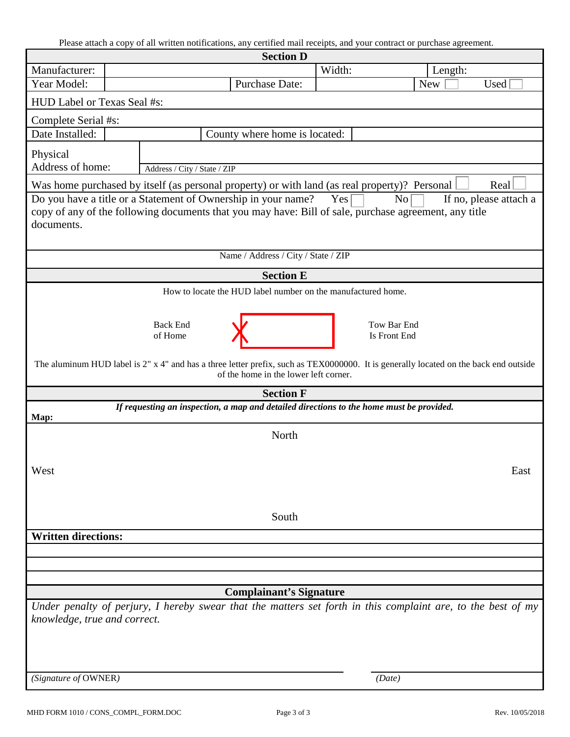Please attach a copy of all written notifications, any certified mail receipts, and your contract or purchase agreement.

## Section D

| | | | | | |
|---|---|---|---|---|---|
| Manufacturer: | | | Width: | Length: | |
| Year Model: | | Purchase Date: | | New ☐ | Used ☐ |

HUD Label or Texas Seal #s:

Complete Serial #s:

| | | | |
|---|---|---|---|
| Date Installed: | | County where home is located: | |

Physical Address of home:

Address / City / State / ZIP

Was home purchased by itself (as personal property) or with land (as real property)? Personal ☐ Real ☐

Do you have a title or a Statement of Ownership in your name? Yes ☐ No ☐ If no, please attach a copy of any of the following documents that you may have: Bill of sale, purchase agreement, any title documents.

Name / Address / City / State / ZIP

## Section E

How to locate the HUD label number on the manufactured home.

Back End of Home

X

Tow Bar End Is Front End

The aluminum HUD label is 2" x 4" and has a three letter prefix, such as TEX0000000. It is generally located on the back end outside of the home in the lower left corner.

## Section F

***If requesting an inspection, a map and detailed directions to the home must be provided.***

**Map:**

North

West

East

South

**Written directions:**

## Complainant's Signature

*Under penalty of perjury, I hereby swear that the matters set forth in this complaint are, to the best of my knowledge, true and correct.*

*(Signature of* OWNER*)*

*(Date)*

MHD FORM 1010 / CONS_COMPL_FORM.DOC

Rev. 10/05/2018